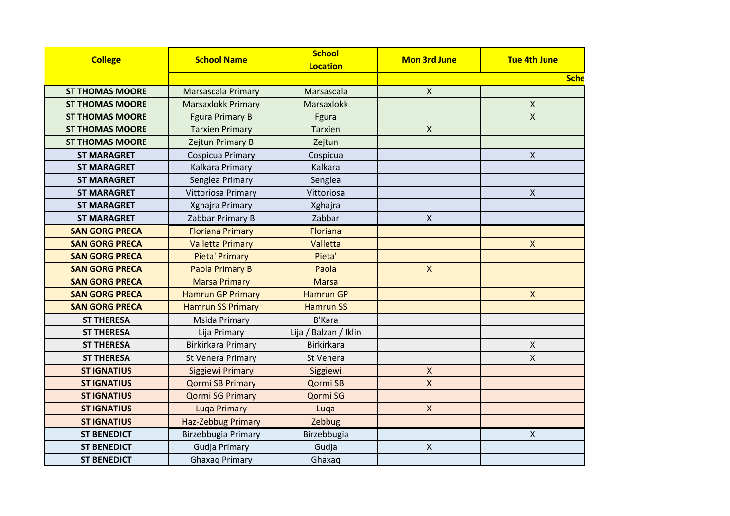| College | School Name | School Location | Mon 3rd June | Tue 4th June |
|---|---|---|---|---|
| | | | | Sche |
| ST THOMAS MOORE | Marsascala Primary | Marsascala | X | |
| ST THOMAS MOORE | Marsaxlokk Primary | Marsaxlokk | | X |
| ST THOMAS MOORE | Fgura Primary B | Fgura | | X |
| ST THOMAS MOORE | Tarxien Primary | Tarxien | X | |
| ST THOMAS MOORE | Zejtun Primary B | Zejtun | | |
| ST MARAGRET | Cospicua Primary | Cospicua | | X |
| ST MARAGRET | Kalkara Primary | Kalkara | | |
| ST MARAGRET | Senglea Primary | Senglea | | |
| ST MARAGRET | Vittoriosa Primary | Vittoriosa | | X |
| ST MARAGRET | Xghajra Primary | Xghajra | | |
| ST MARAGRET | Zabbar Primary B | Zabbar | X | |
| SAN GORG PRECA | Floriana Primary | Floriana | | |
| SAN GORG PRECA | Valletta Primary | Valletta | | X |
| SAN GORG PRECA | Pieta' Primary | Pieta' | | |
| SAN GORG PRECA | Paola Primary B | Paola | X | |
| SAN GORG PRECA | Marsa Primary | Marsa | | |
| SAN GORG PRECA | Hamrun GP Primary | Hamrun GP | | X |
| SAN GORG PRECA | Hamrun SS Primary | Hamrun SS | | |
| ST THERESA | Msida Primary | B'Kara | | |
| ST THERESA | Lija Primary | Lija / Balzan / Iklin | | |
| ST THERESA | Birkirkara Primary | Birkirkara | | X |
| ST THERESA | St Venera Primary | St Venera | | X |
| ST IGNATIUS | Siggiewi Primary | Siggiewi | X | |
| ST IGNATIUS | Qormi SB Primary | Qormi SB | X | |
| ST IGNATIUS | Qormi SG Primary | Qormi SG | | |
| ST IGNATIUS | Luqa Primary | Luqa | X | |
| ST IGNATIUS | Haz-Zebbug Primary | Zebbug | | |
| ST BENEDICT | Birzebbugia Primary | Birzebbugia | | X |
| ST BENEDICT | Gudja Primary | Gudja | X | |
| ST BENEDICT | Ghaxaq Primary | Ghaxaq | | |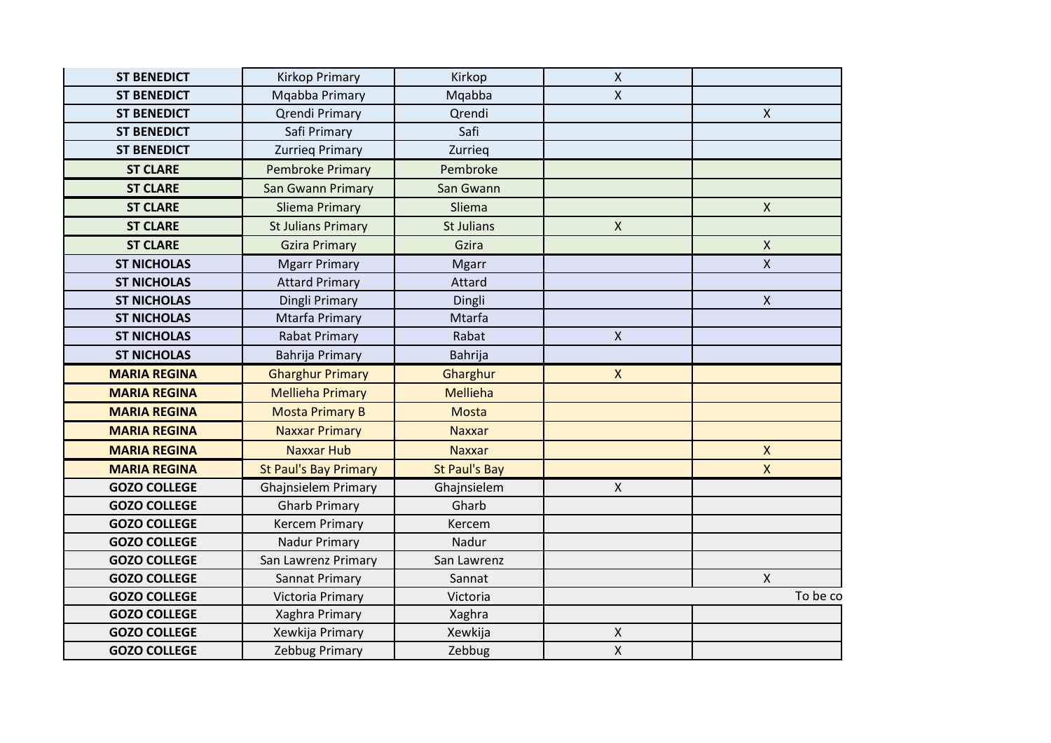| | | | | |
|---|---|---|---|---|
| **ST BENEDICT** | Kirkop Primary | Kirkop | X | |
| **ST BENEDICT** | Mqabba Primary | Mqabba | X | |
| **ST BENEDICT** | Qrendi Primary | Qrendi | | X |
| **ST BENEDICT** | Safi Primary | Safi | | |
| **ST BENEDICT** | Zurrieq Primary | Zurrieq | | |
| **ST CLARE** | Pembroke Primary | Pembroke | | |
| **ST CLARE** | San Gwann Primary | San Gwann | | |
| **ST CLARE** | Sliema Primary | Sliema | | X |
| **ST CLARE** | St Julians Primary | St Julians | X | |
| **ST CLARE** | Gzira Primary | Gzira | | X |
| **ST NICHOLAS** | Mgarr Primary | Mgarr | | X |
| **ST NICHOLAS** | Attard Primary | Attard | | |
| **ST NICHOLAS** | Dingli Primary | Dingli | | X |
| **ST NICHOLAS** | Mtarfa Primary | Mtarfa | | |
| **ST NICHOLAS** | Rabat Primary | Rabat | X | |
| **ST NICHOLAS** | Bahrija Primary | Bahrija | | |
| **MARIA REGINA** | Gharghur Primary | Gharghur | X | |
| **MARIA REGINA** | Mellieha Primary | Mellieha | | |
| **MARIA REGINA** | Mosta Primary B | Mosta | | |
| **MARIA REGINA** | Naxxar Primary | Naxxar | | |
| **MARIA REGINA** | Naxxar Hub | Naxxar | | X |
| **MARIA REGINA** | St Paul's Bay Primary | St Paul's Bay | | X |
| **GOZO COLLEGE** | Ghajnsielem Primary | Ghajnsielem | X | |
| **GOZO COLLEGE** | Gharb Primary | Gharb | | |
| **GOZO COLLEGE** | Kercem Primary | Kercem | | |
| **GOZO COLLEGE** | Nadur Primary | Nadur | | |
| **GOZO COLLEGE** | San Lawrenz Primary | San Lawrenz | | |
| **GOZO COLLEGE** | Sannat Primary | Sannat | | X |
| **GOZO COLLEGE** | Victoria Primary | Victoria | To be co | |
| **GOZO COLLEGE** | Xaghra Primary | Xaghra | | |
| **GOZO COLLEGE** | Xewkija Primary | Xewkija | X | |
| **GOZO COLLEGE** | Zebbug Primary | Zebbug | X | |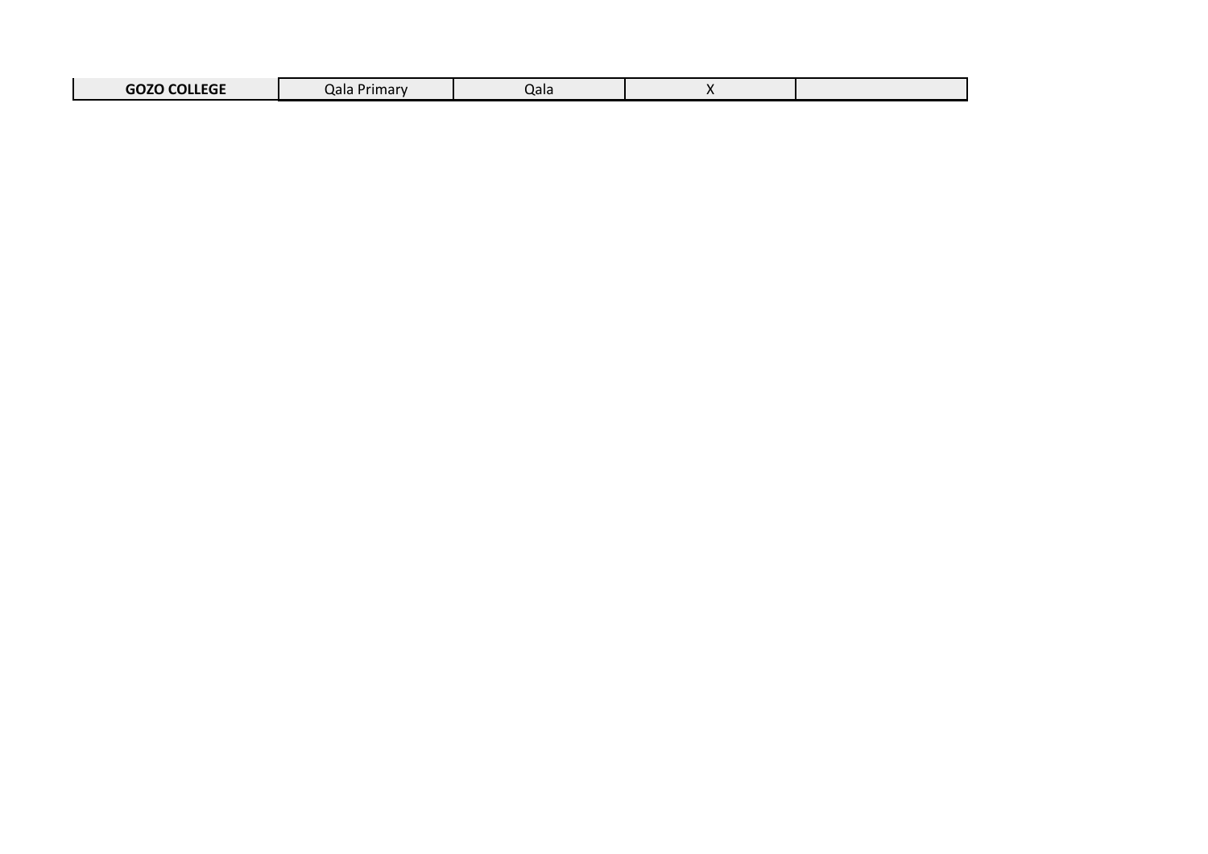| GOZO COLLEGE | Qala Primary | Qala | X | |
|---|---|---|---|---|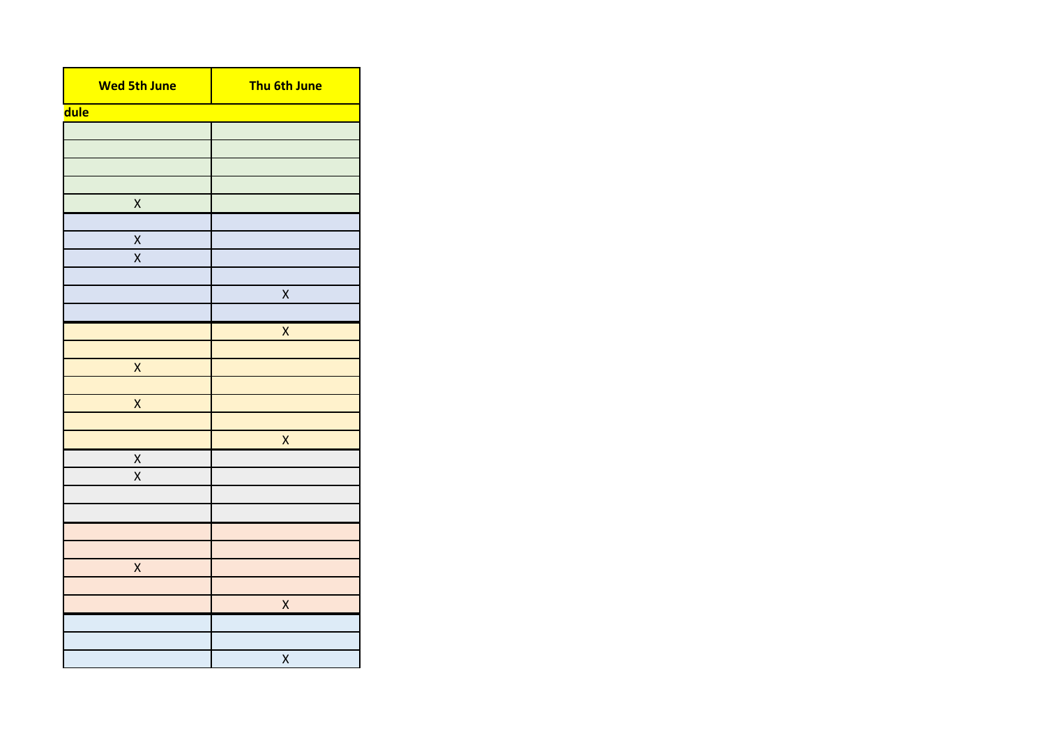| Wed 5th June | Thu 6th June |
|---|---|
| dule | |
| | |
| | |
| | |
| | |
| X | |
| | |
| X | |
| X | |
| | |
| | X |
| | |
| | X |
| | |
| X | |
| | |
| X | |
| | |
| | X |
| X | |
| X | |
| | |
| | |
| | |
| | |
| X | |
| | |
| | X |
| | |
| | |
| | X |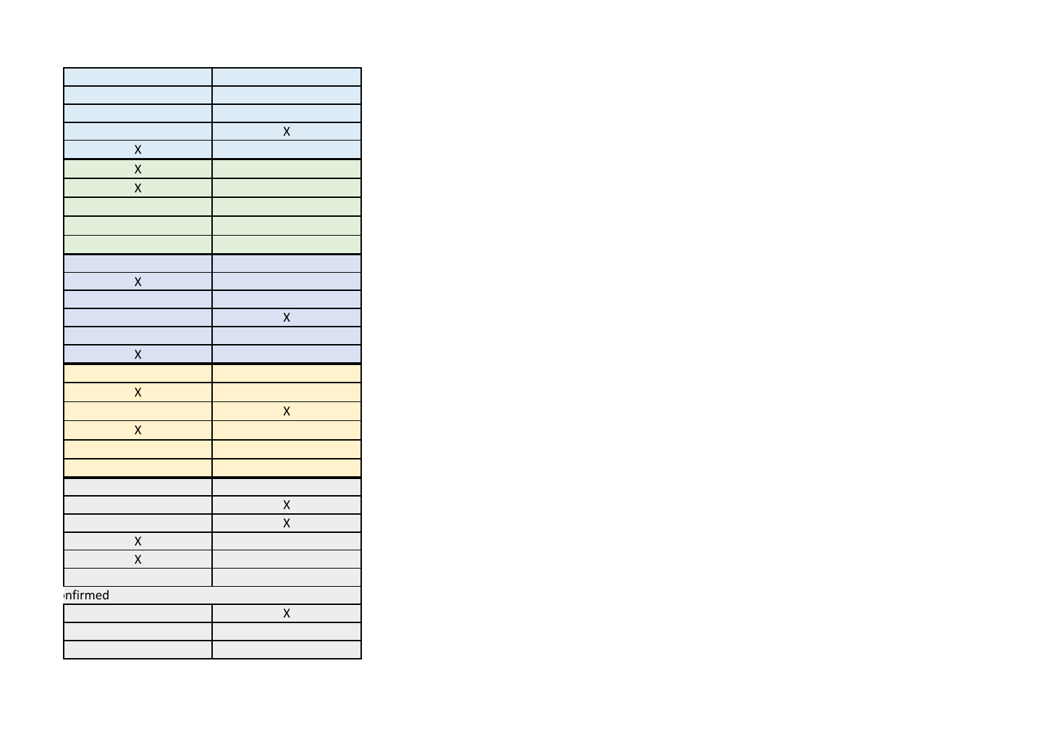| | |
|---|---|
| | |
| | |
| | |
| | X |
| X | |
| X | |
| X | |
| | |
| | |
| | |
| | |
| X | |
| | |
| | X |
| | |
| X | |
| | |
| X | |
| | X |
| X | |
| | |
| | |
| | |
| | X |
| | X |
| X | |
| X | |
| | |
| nfirmed | |
| | X |
| | |
| | |